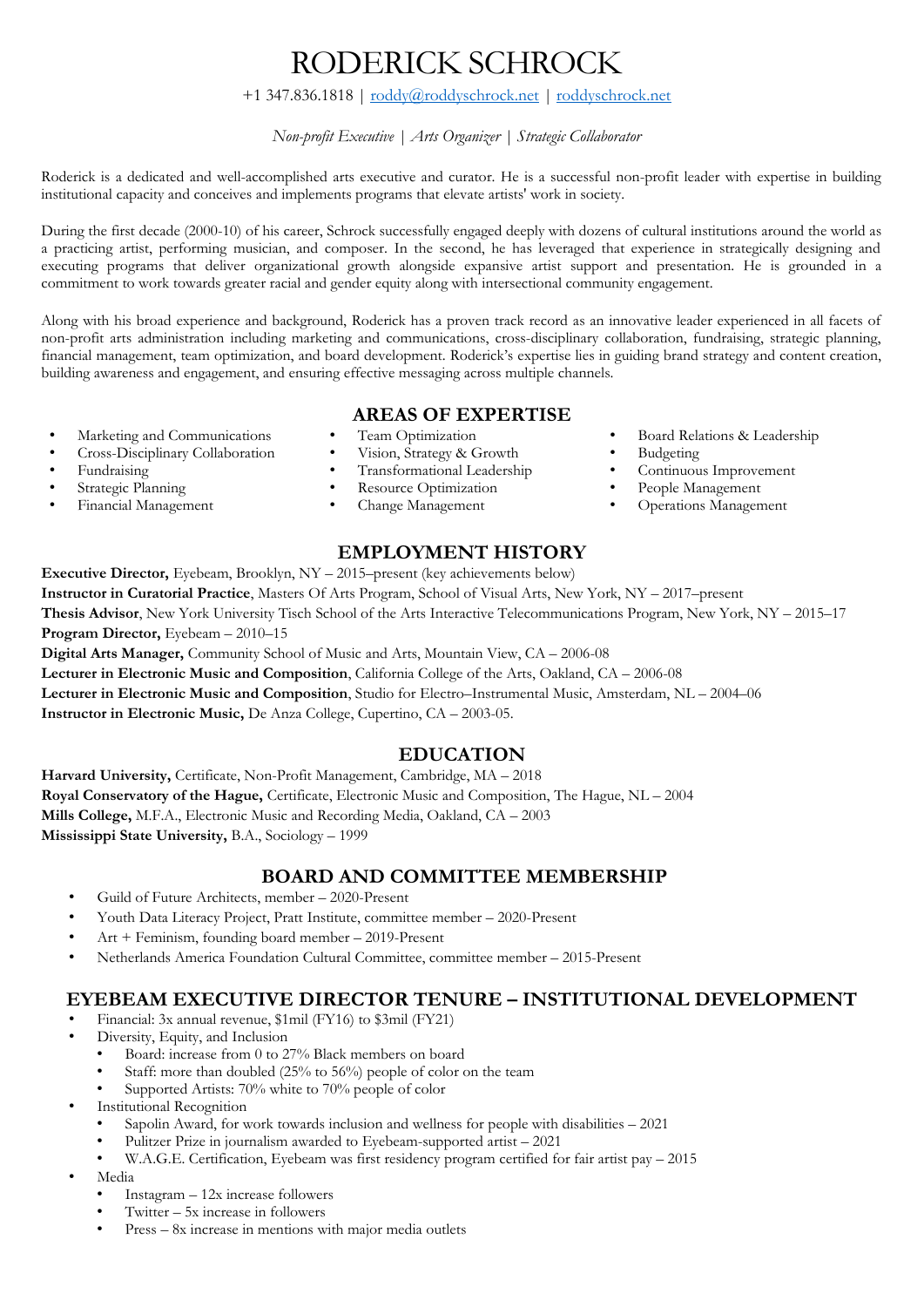# RODERICK SCHROCK

+1 347.836.1818 | [roddy@roddyschrock.net](mailto:roddy@roddyschrock.net) | [roddyschrock.net](http://roddyschrock.net)

*Non-profit Executive | Arts Organizer | Strategic Collaborator*

Roderick is a dedicated and well-accomplished arts executive and curator. He is a successful non-profit leader with expertise in building institutional capacity and conceives and implements programs that elevate artists' work in society.

During the first decade (2000-10) of his career, Schrock successfully engaged deeply with dozens of cultural institutions around the world as a practicing artist, performing musician, and composer. In the second, he has leveraged that experience in strategically designing and executing programs that deliver organizational growth alongside expansive artist support and presentation. He is grounded in a commitment to work towards greater racial and gender equity along with intersectional community engagement.

Along with his broad experience and background, Roderick has a proven track record as an innovative leader experienced in all facets of non-profit arts administration including marketing and communications, cross-disciplinary collaboration, fundraising, strategic planning, financial management, team optimization, and board development. Roderick's expertise lies in guiding brand strategy and content creation, building awareness and engagement, and ensuring effective messaging across multiple channels.

## AREAS OF EXPERTISE

- Marketing and Communications
- Cross-Disciplinary Collaboration
- Fundraising
- Strategic Planning
- Financial Management
- Team Optimization
- Vision, Strategy & Growth
- Transformational Leadership
- Resource Optimization
- Change Management
- Board Relations & Leadership
- Budgeting
- Continuous Improvement
- People Management
- Operations Management

## EMPLOYMENT HISTORY

**Executive Director,** Eyebeam, Brooklyn, NY – 2015–present (key achievements below)
**Instructor in Curatorial Practice**, Masters Of Arts Program, School of Visual Arts, New York, NY – 2017–present
**Thesis Advisor**, New York University Tisch School of the Arts Interactive Telecommunications Program, New York, NY – 2015–17
**Program Director,** Eyebeam – 2010–15
**Digital Arts Manager,** Community School of Music and Arts, Mountain View, CA – 2006-08
**Lecturer in Electronic Music and Composition**, California College of the Arts, Oakland, CA – 2006-08
**Lecturer in Electronic Music and Composition**, Studio for Electro–Instrumental Music, Amsterdam, NL – 2004–06
**Instructor in Electronic Music,** De Anza College, Cupertino, CA – 2003-05.

## EDUCATION

**Harvard University,** Certificate, Non-Profit Management, Cambridge, MA – 2018
**Royal Conservatory of the Hague,** Certificate, Electronic Music and Composition, The Hague, NL – 2004
**Mills College,** M.F.A., Electronic Music and Recording Media, Oakland, CA – 2003
**Mississippi State University,** B.A., Sociology – 1999

## BOARD AND COMMITTEE MEMBERSHIP

- Guild of Future Architects, member – 2020-Present
- Youth Data Literacy Project, Pratt Institute, committee member – 2020-Present
- Art + Feminism, founding board member – 2019-Present
- Netherlands America Foundation Cultural Committee, committee member – 2015-Present

## EYEBEAM EXECUTIVE DIRECTOR TENURE – INSTITUTIONAL DEVELOPMENT

- Financial: 3x annual revenue, $1mil (FY16) to $3mil (FY21)
- Diversity, Equity, and Inclusion
  - Board: increase from 0 to 27% Black members on board
  - Staff: more than doubled (25% to 56%) people of color on the team
  - Supported Artists: 70% white to 70% people of color
- Institutional Recognition
  - Sapolin Award, for work towards inclusion and wellness for people with disabilities – 2021
  - Pulitzer Prize in journalism awarded to Eyebeam-supported artist – 2021
  - W.A.G.E. Certification, Eyebeam was first residency program certified for fair artist pay – 2015
- Media
  - Instagram – 12x increase followers
  - Twitter – 5x increase in followers
  - Press – 8x increase in mentions with major media outlets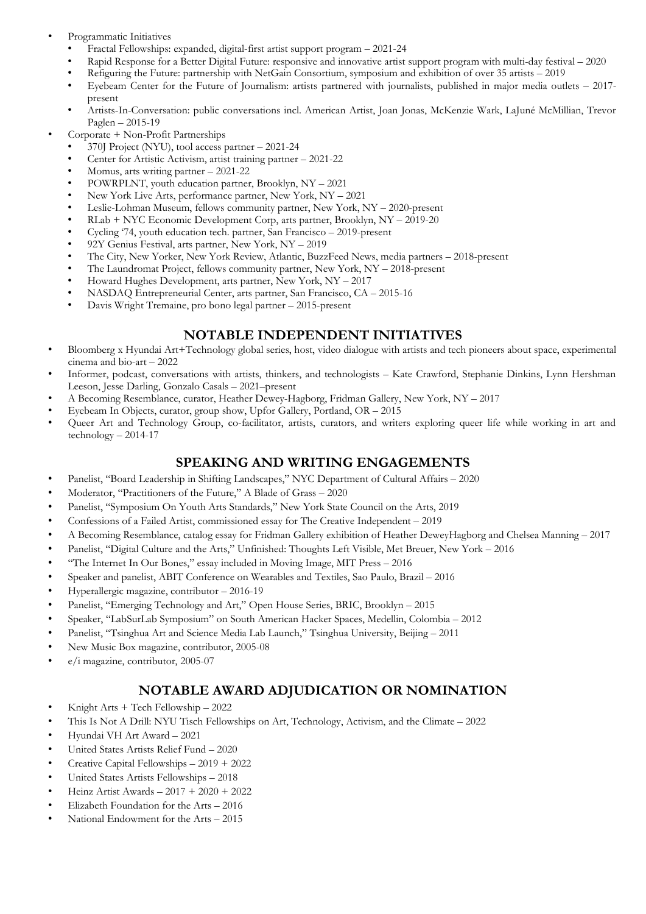- Programmatic Initiatives
  - Fractal Fellowships: expanded, digital-first artist support program – 2021-24
  - Rapid Response for a Better Digital Future: responsive and innovative artist support program with multi-day festival – 2020
  - Refiguring the Future: partnership with NetGain Consortium, symposium and exhibition of over 35 artists – 2019
  - Eyebeam Center for the Future of Journalism: artists partnered with journalists, published in major media outlets – 2017-present
  - Artists-In-Conversation: public conversations incl. American Artist, Joan Jonas, McKenzie Wark, LaJuné McMillian, Trevor Paglen – 2015-19
- Corporate + Non-Profit Partnerships
  - 370J Project (NYU), tool access partner – 2021-24
  - Center for Artistic Activism, artist training partner – 2021-22
  - Momus, arts writing partner – 2021-22
  - POWRPLNT, youth education partner, Brooklyn, NY – 2021
  - New York Live Arts, performance partner, New York, NY – 2021
  - Leslie-Lohman Museum, fellows community partner, New York, NY – 2020-present
  - RLab + NYC Economic Development Corp, arts partner, Brooklyn, NY – 2019-20
  - Cycling '74, youth education tech. partner, San Francisco – 2019-present
  - 92Y Genius Festival, arts partner, New York, NY – 2019
  - The City, New Yorker, New York Review, Atlantic, BuzzFeed News, media partners – 2018-present
  - The Laundromat Project, fellows community partner, New York, NY – 2018-present
  - Howard Hughes Development, arts partner, New York, NY – 2017
  - NASDAQ Entrepreneurial Center, arts partner, San Francisco, CA – 2015-16
  - Davis Wright Tremaine, pro bono legal partner – 2015-present

## NOTABLE INDEPENDENT INITIATIVES

- Bloomberg x Hyundai Art+Technology global series, host, video dialogue with artists and tech pioneers about space, experimental cinema and bio-art – 2022
- Informer, podcast, conversations with artists, thinkers, and technologists – Kate Crawford, Stephanie Dinkins, Lynn Hershman Leeson, Jesse Darling, Gonzalo Casals – 2021–present
- A Becoming Resemblance, curator, Heather Dewey-Hagborg, Fridman Gallery, New York, NY – 2017
- Eyebeam In Objects, curator, group show, Upfor Gallery, Portland, OR – 2015
- Queer Art and Technology Group, co-facilitator, artists, curators, and writers exploring queer life while working in art and technology – 2014-17

## SPEAKING AND WRITING ENGAGEMENTS

- Panelist, "Board Leadership in Shifting Landscapes," NYC Department of Cultural Affairs – 2020
- Moderator, "Practitioners of the Future," A Blade of Grass – 2020
- Panelist, "Symposium On Youth Arts Standards," New York State Council on the Arts, 2019
- Confessions of a Failed Artist, commissioned essay for The Creative Independent – 2019
- A Becoming Resemblance, catalog essay for Fridman Gallery exhibition of Heather DeweyHagborg and Chelsea Manning – 2017
- Panelist, "Digital Culture and the Arts," Unfinished: Thoughts Left Visible, Met Breuer, New York – 2016
- "The Internet In Our Bones," essay included in Moving Image, MIT Press – 2016
- Speaker and panelist, ABIT Conference on Wearables and Textiles, Sao Paulo, Brazil – 2016
- Hyperallergic magazine, contributor – 2016-19
- Panelist, "Emerging Technology and Art," Open House Series, BRIC, Brooklyn – 2015
- Speaker, "LabSurLab Symposium" on South American Hacker Spaces, Medellin, Colombia – 2012
- Panelist, "Tsinghua Art and Science Media Lab Launch," Tsinghua University, Beijing – 2011
- New Music Box magazine, contributor, 2005-08
- e/i magazine, contributor, 2005-07

## NOTABLE AWARD ADJUDICATION OR NOMINATION

- Knight Arts + Tech Fellowship – 2022
- This Is Not A Drill: NYU Tisch Fellowships on Art, Technology, Activism, and the Climate – 2022
- Hyundai VH Art Award – 2021
- United States Artists Relief Fund – 2020
- Creative Capital Fellowships – 2019 + 2022
- United States Artists Fellowships – 2018
- Heinz Artist Awards – 2017 + 2020 + 2022
- Elizabeth Foundation for the Arts – 2016
- National Endowment for the Arts – 2015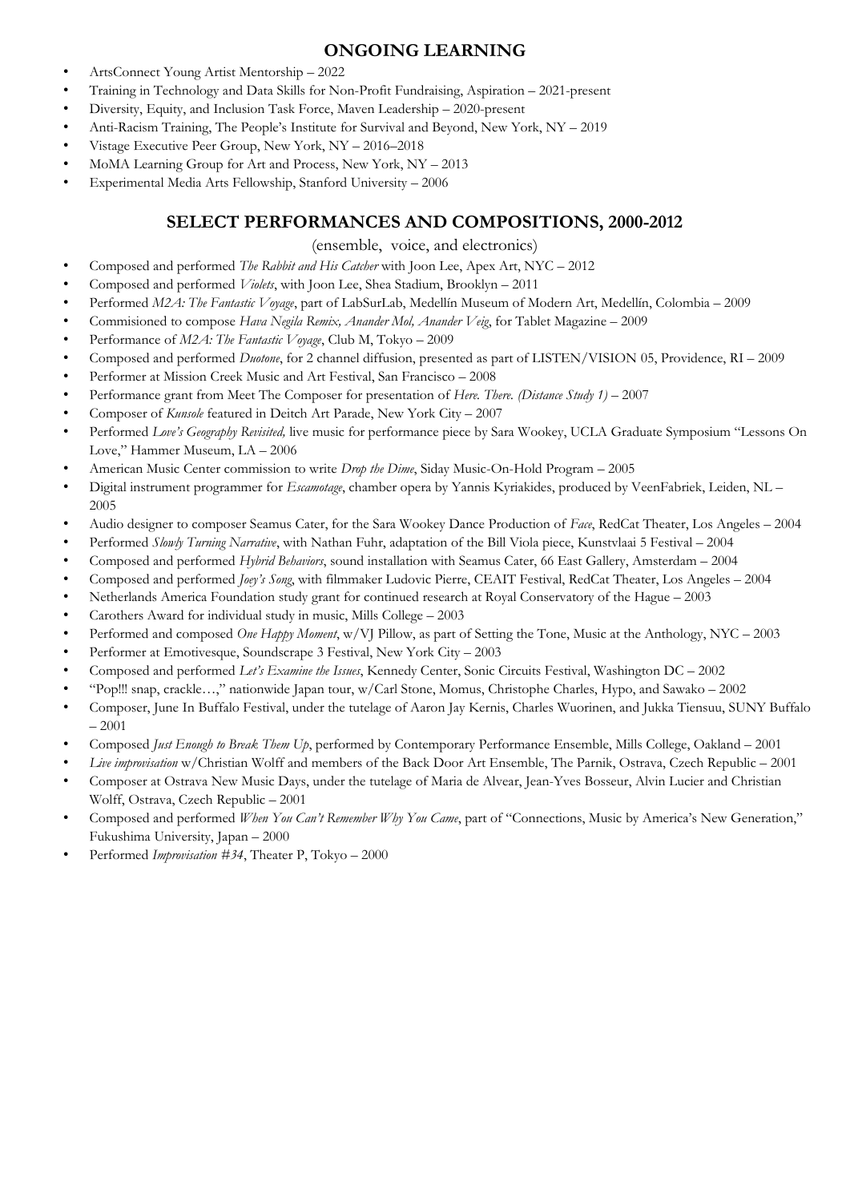## ONGOING LEARNING

- ArtsConnect Young Artist Mentorship – 2022
- Training in Technology and Data Skills for Non-Profit Fundraising, Aspiration – 2021-present
- Diversity, Equity, and Inclusion Task Force, Maven Leadership – 2020-present
- Anti-Racism Training, The People's Institute for Survival and Beyond, New York, NY – 2019
- Vistage Executive Peer Group, New York, NY – 2016–2018
- MoMA Learning Group for Art and Process, New York, NY – 2013
- Experimental Media Arts Fellowship, Stanford University – 2006

## SELECT PERFORMANCES AND COMPOSITIONS, 2000-2012

(ensemble, voice, and electronics)

- Composed and performed *The Rabbit and His Catcher* with Joon Lee, Apex Art, NYC – 2012
- Composed and performed *Violets*, with Joon Lee, Shea Stadium, Brooklyn – 2011
- Performed *M2A: The Fantastic Voyage*, part of LabSurLab, Medellín Museum of Modern Art, Medellín, Colombia – 2009
- Commisioned to compose *Hava Negila Remix, Anander Mol, Anander Veig*, for Tablet Magazine – 2009
- Performance of *M2A: The Fantastic Voyage*, Club M, Tokyo – 2009
- Composed and performed *Duotone*, for 2 channel diffusion, presented as part of LISTEN/VISION 05, Providence, RI – 2009
- Performer at Mission Creek Music and Art Festival, San Francisco – 2008
- Performance grant from Meet The Composer for presentation of *Here. There. (Distance Study 1)* – 2007
- Composer of *Kunsole* featured in Deitch Art Parade, New York City – 2007
- Performed *Love's Geography Revisited,* live music for performance piece by Sara Wookey, UCLA Graduate Symposium "Lessons On Love," Hammer Museum, LA – 2006
- American Music Center commission to write *Drop the Dime*, Siday Music-On-Hold Program – 2005
- Digital instrument programmer for *Escamotage*, chamber opera by Yannis Kyriakides, produced by VeenFabriek, Leiden, NL – 2005
- Audio designer to composer Seamus Cater, for the Sara Wookey Dance Production of *Face*, RedCat Theater, Los Angeles – 2004
- Performed *Slowly Turning Narrative*, with Nathan Fuhr, adaptation of the Bill Viola piece, Kunstvlaai 5 Festival – 2004
- Composed and performed *Hybrid Behaviors*, sound installation with Seamus Cater, 66 East Gallery, Amsterdam – 2004
- Composed and performed *Joey's Song*, with filmmaker Ludovic Pierre, CEAIT Festival, RedCat Theater, Los Angeles – 2004
- Netherlands America Foundation study grant for continued research at Royal Conservatory of the Hague – 2003
- Carothers Award for individual study in music, Mills College – 2003
- Performed and composed *One Happy Moment*, w/VJ Pillow, as part of Setting the Tone, Music at the Anthology, NYC – 2003
- Performer at Emotivesque, Soundscrape 3 Festival, New York City – 2003
- Composed and performed *Let's Examine the Issues*, Kennedy Center, Sonic Circuits Festival, Washington DC – 2002
- "Pop!!! snap, crackle…," nationwide Japan tour, w/Carl Stone, Momus, Christophe Charles, Hypo, and Sawako – 2002
- Composer, June In Buffalo Festival, under the tutelage of Aaron Jay Kernis, Charles Wuorinen, and Jukka Tiensuu, SUNY Buffalo – 2001
- Composed *Just Enough to Break Them Up*, performed by Contemporary Performance Ensemble, Mills College, Oakland – 2001
- *Live improvisation* w/Christian Wolff and members of the Back Door Art Ensemble, The Parnik, Ostrava, Czech Republic – 2001
- Composer at Ostrava New Music Days, under the tutelage of Maria de Alvear, Jean-Yves Bosseur, Alvin Lucier and Christian Wolff, Ostrava, Czech Republic – 2001
- Composed and performed *When You Can't Remember Why You Came*, part of "Connections, Music by America's New Generation," Fukushima University, Japan – 2000
- Performed *Improvisation #34*, Theater P, Tokyo – 2000